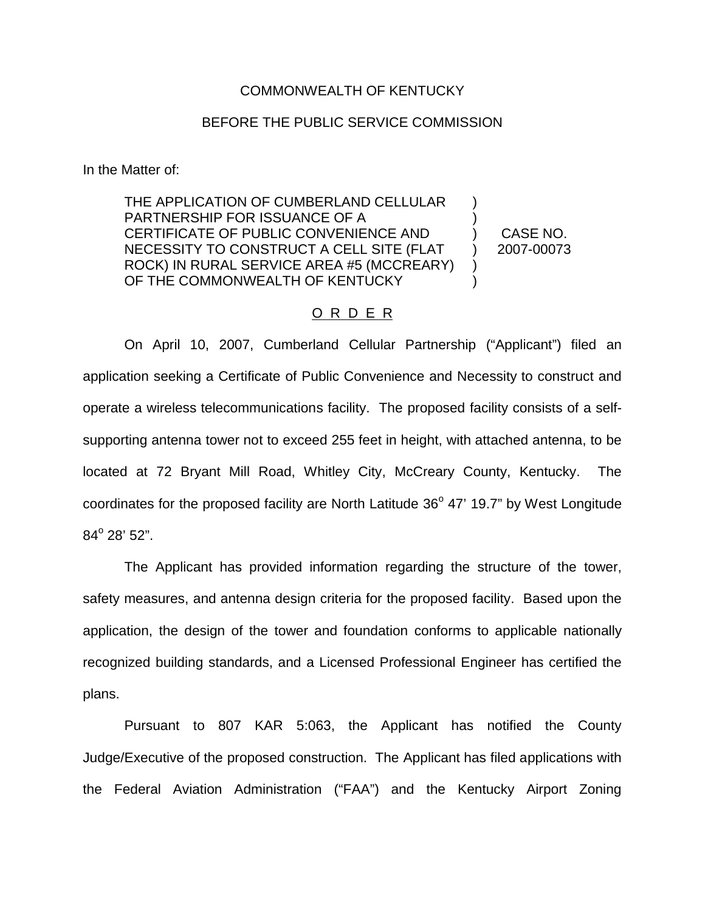COMMONWEALTH OF KENTUCKY

BEFORE THE PUBLIC SERVICE COMMISSION

In the Matter of:

| | | |
|---|---|---|
| THE APPLICATION OF CUMBERLAND CELLULAR PARTNERSHIP FOR ISSUANCE OF A CERTIFICATE OF PUBLIC CONVENIENCE AND NECESSITY TO CONSTRUCT A CELL SITE (FLAT ROCK) IN RURAL SERVICE AREA #5 (MCCREARY) OF THE COMMONWEALTH OF KENTUCKY | ) | CASE NO. 2007-00073 |

O R D E R

On April 10, 2007, Cumberland Cellular Partnership ("Applicant") filed an application seeking a Certificate of Public Convenience and Necessity to construct and operate a wireless telecommunications facility. The proposed facility consists of a self-supporting antenna tower not to exceed 255 feet in height, with attached antenna, to be located at 72 Bryant Mill Road, Whitley City, McCreary County, Kentucky. The coordinates for the proposed facility are North Latitude 36° 47' 19.7" by West Longitude 84° 28' 52".

The Applicant has provided information regarding the structure of the tower, safety measures, and antenna design criteria for the proposed facility. Based upon the application, the design of the tower and foundation conforms to applicable nationally recognized building standards, and a Licensed Professional Engineer has certified the plans.

Pursuant to 807 KAR 5:063, the Applicant has notified the County Judge/Executive of the proposed construction. The Applicant has filed applications with the Federal Aviation Administration ("FAA") and the Kentucky Airport Zoning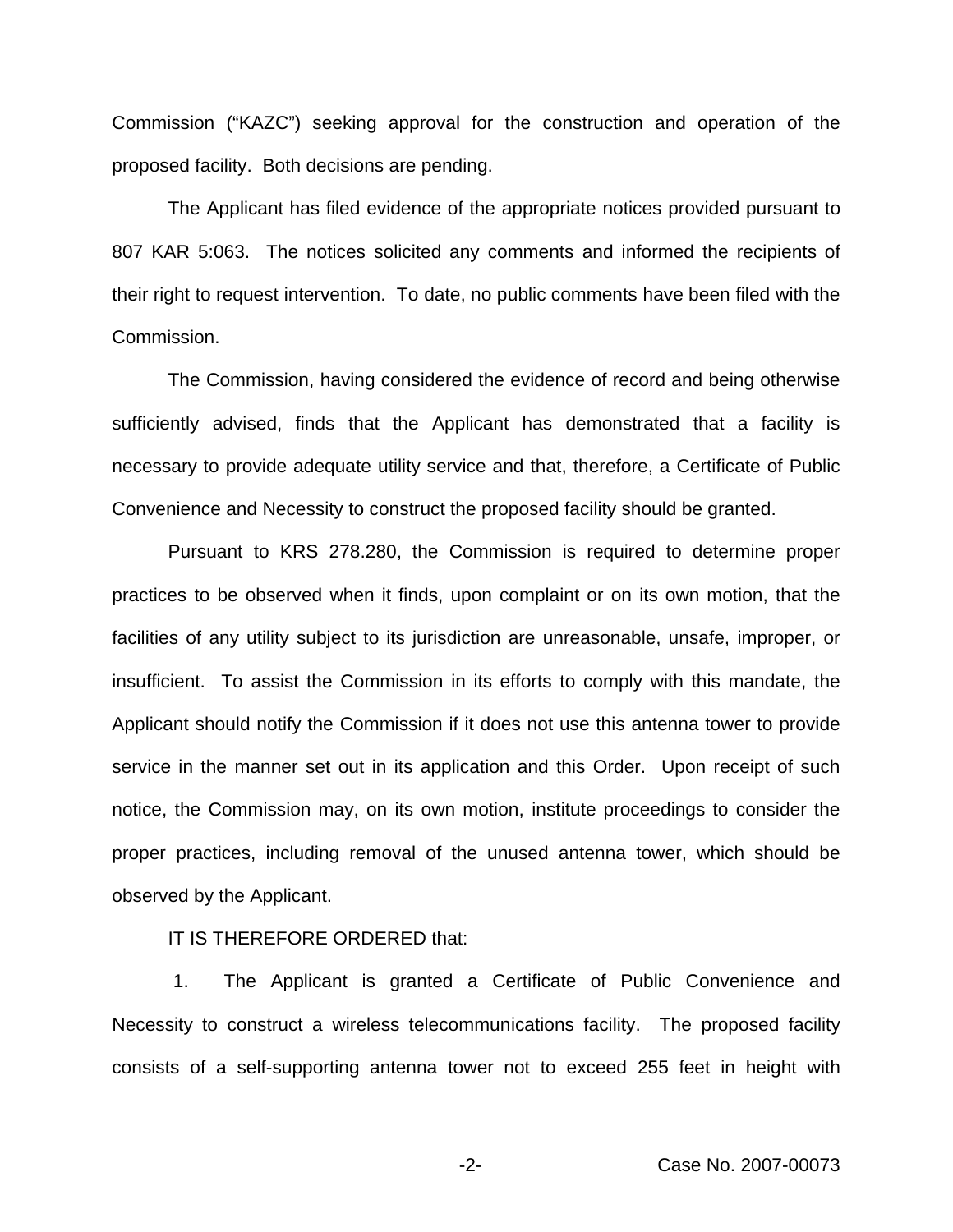Commission ("KAZC") seeking approval for the construction and operation of the proposed facility. Both decisions are pending.

The Applicant has filed evidence of the appropriate notices provided pursuant to 807 KAR 5:063. The notices solicited any comments and informed the recipients of their right to request intervention. To date, no public comments have been filed with the Commission.

The Commission, having considered the evidence of record and being otherwise sufficiently advised, finds that the Applicant has demonstrated that a facility is necessary to provide adequate utility service and that, therefore, a Certificate of Public Convenience and Necessity to construct the proposed facility should be granted.

Pursuant to KRS 278.280, the Commission is required to determine proper practices to be observed when it finds, upon complaint or on its own motion, that the facilities of any utility subject to its jurisdiction are unreasonable, unsafe, improper, or insufficient. To assist the Commission in its efforts to comply with this mandate, the Applicant should notify the Commission if it does not use this antenna tower to provide service in the manner set out in its application and this Order. Upon receipt of such notice, the Commission may, on its own motion, institute proceedings to consider the proper practices, including removal of the unused antenna tower, which should be observed by the Applicant.

IT IS THEREFORE ORDERED that:

1. The Applicant is granted a Certificate of Public Convenience and Necessity to construct a wireless telecommunications facility. The proposed facility consists of a self-supporting antenna tower not to exceed 255 feet in height with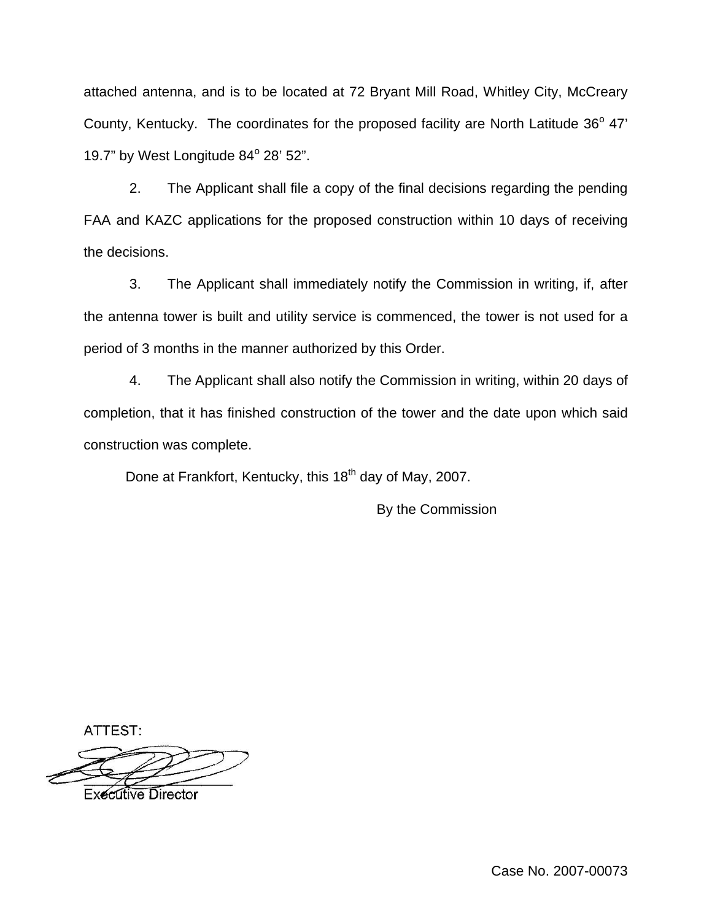attached antenna, and is to be located at 72 Bryant Mill Road, Whitley City, McCreary County, Kentucky. The coordinates for the proposed facility are North Latitude 36$^{o}$ 47' 19.7" by West Longitude 84$^{o}$ 28' 52".

2. The Applicant shall file a copy of the final decisions regarding the pending FAA and KAZC applications for the proposed construction within 10 days of receiving the decisions.

3. The Applicant shall immediately notify the Commission in writing, if, after the antenna tower is built and utility service is commenced, the tower is not used for a period of 3 months in the manner authorized by this Order.

4. The Applicant shall also notify the Commission in writing, within 20 days of completion, that it has finished construction of the tower and the date upon which said construction was complete.

Done at Frankfort, Kentucky, this 18th day of May, 2007.

By the Commission

ATTEST:

Executive Director

Case No. 2007-00073